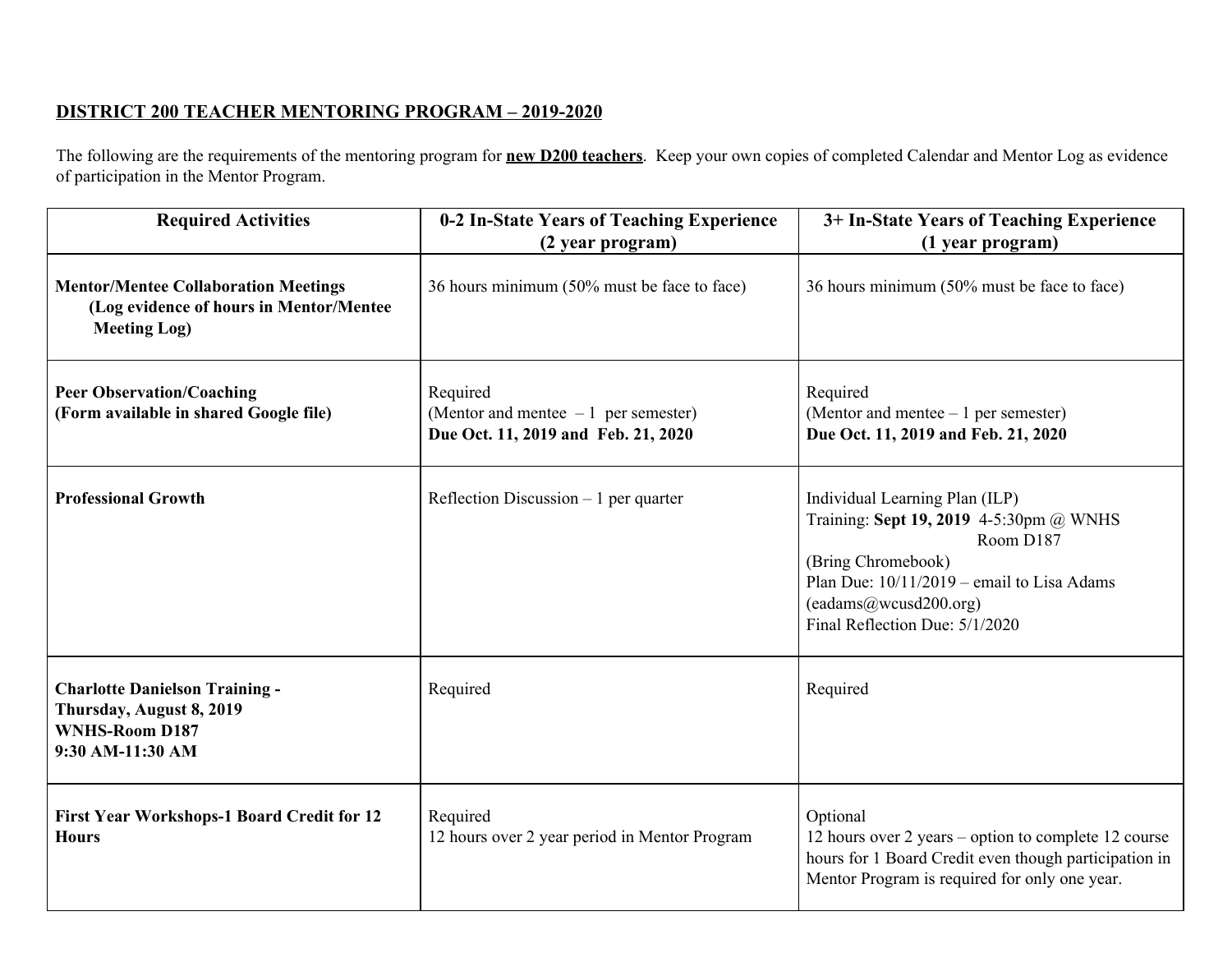**<u>DISTRICT 200 TEACHER MENTORING PROGRAM – 2019-2020</u>**

The following are the requirements of the mentoring program for **<u>new D200 teachers</u>**. Keep your own copies of completed Calendar and Mentor Log as evidence of participation in the Mentor Program.

| Required Activities | 0-2 In-State Years of Teaching Experience (2 year program) | 3+ In-State Years of Teaching Experience (1 year program) |
|---|---|---|
| **Mentor/Mentee Collaboration Meetings (Log evidence of hours in Mentor/Mentee Meeting Log)** | 36 hours minimum (50% must be face to face) | 36 hours minimum (50% must be face to face) |
| **Peer Observation/Coaching (Form available in shared Google file)** | Required<br>(Mentor and mentee – 1 per semester)<br>**Due Oct. 11, 2019 and Feb. 21, 2020** | Required<br>(Mentor and mentee – 1 per semester)<br>**Due Oct. 11, 2019 and Feb. 21, 2020** |
| **Professional Growth** | Reflection Discussion – 1 per quarter | Individual Learning Plan (ILP)<br>Training: **Sept 19, 2019** 4-5:30pm @ WNHS Room D187<br>(Bring Chromebook)<br>Plan Due: 10/11/2019 – email to Lisa Adams (eadams@wcusd200.org)<br>Final Reflection Due: 5/1/2020 |
| **Charlotte Danielson Training - Thursday, August 8, 2019 WNHS-Room D187 9:30 AM-11:30 AM** | Required | Required |
| **First Year Workshops-1 Board Credit for 12 Hours** | Required<br>12 hours over 2 year period in Mentor Program | Optional<br>12 hours over 2 years – option to complete 12 course hours for 1 Board Credit even though participation in Mentor Program is required for only one year. |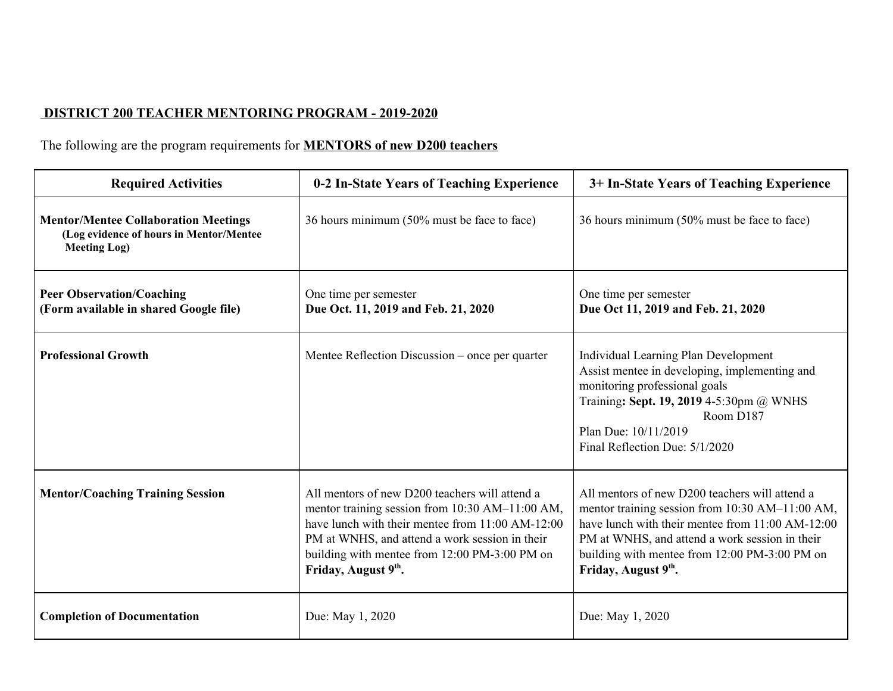## DISTRICT 200 TEACHER MENTORING PROGRAM - 2019-2020

The following are the program requirements for **MENTORS of new D200 teachers**

| Required Activities | 0-2 In-State Years of Teaching Experience | 3+ In-State Years of Teaching Experience |
|---|---|---|
| **Mentor/Mentee Collaboration Meetings** **(Log evidence of hours in Mentor/Mentee Meeting Log)** | 36 hours minimum (50% must be face to face) | 36 hours minimum (50% must be face to face) |
| **Peer Observation/Coaching** **(Form available in shared Google file)** | One time per semester **Due Oct. 11, 2019 and Feb. 21, 2020** | One time per semester **Due Oct 11, 2019 and Feb. 21, 2020** |
| **Professional Growth** | Mentee Reflection Discussion – once per quarter | Individual Learning Plan Development Assist mentee in developing, implementing and monitoring professional goals Training**: Sept. 19, 2019** 4-5:30pm @ WNHS Room D187 Plan Due: 10/11/2019 Final Reflection Due: 5/1/2020 |
| **Mentor/Coaching Training Session** | All mentors of new D200 teachers will attend a mentor training session from 10:30 AM–11:00 AM, have lunch with their mentee from 11:00 AM-12:00 PM at WNHS, and attend a work session in their building with mentee from 12:00 PM-3:00 PM on **Friday, August 9th.** | All mentors of new D200 teachers will attend a mentor training session from 10:30 AM–11:00 AM, have lunch with their mentee from 11:00 AM-12:00 PM at WNHS, and attend a work session in their building with mentee from 12:00 PM-3:00 PM on **Friday, August 9th.** |
| **Completion of Documentation** | Due: May 1, 2020 | Due: May 1, 2020 |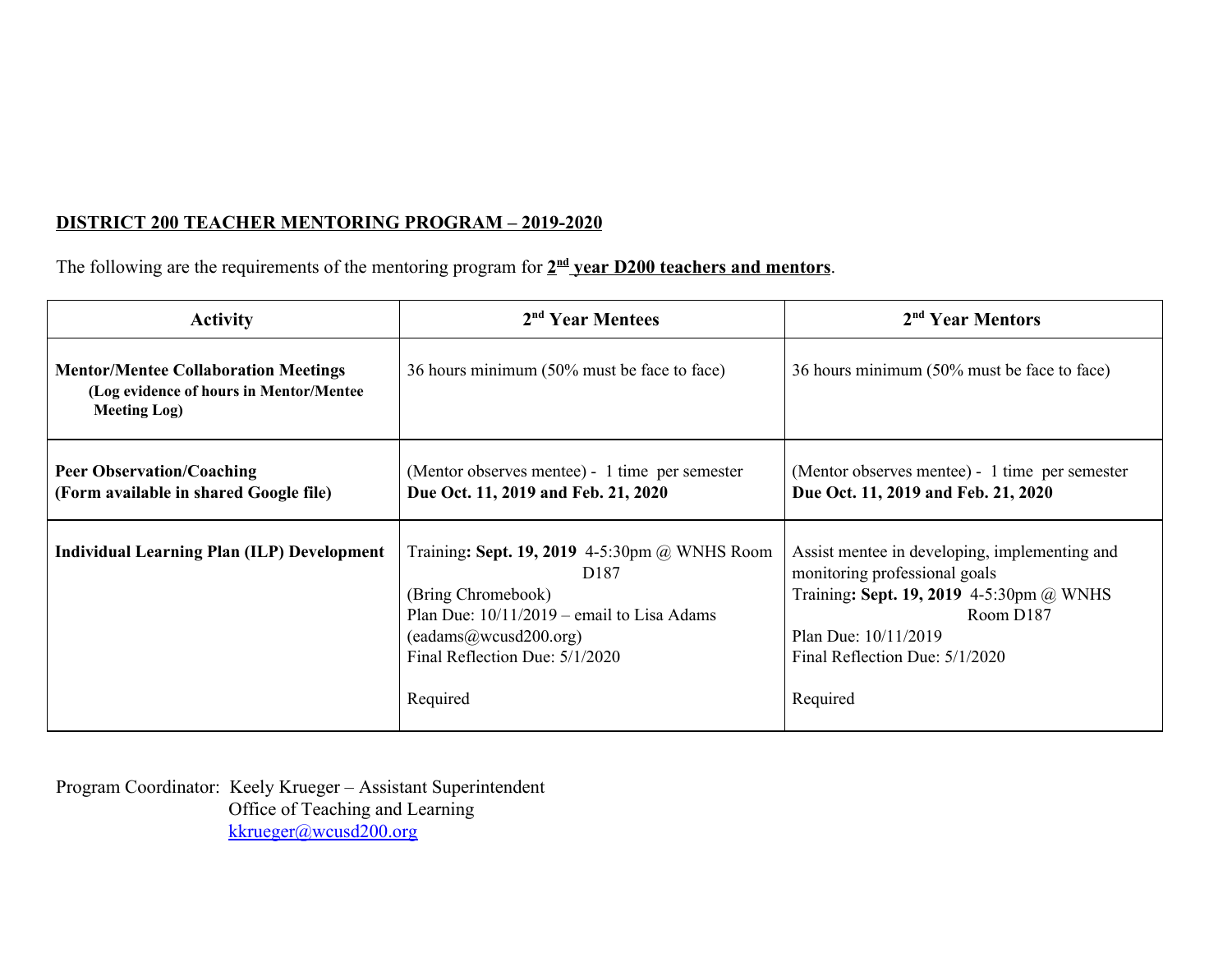**DISTRICT 200 TEACHER MENTORING PROGRAM – 2019-2020**

The following are the requirements of the mentoring program for **2nd year D200 teachers and mentors**.

| Activity | 2nd Year Mentees | 2nd Year Mentors |
|---|---|---|
| **Mentor/Mentee Collaboration Meetings** **(Log evidence of hours in Mentor/Mentee Meeting Log)** | 36 hours minimum (50% must be face to face) | 36 hours minimum (50% must be face to face) |
| **Peer Observation/Coaching** **(Form available in shared Google file)** | (Mentor observes mentee) - 1 time per semester **Due Oct. 11, 2019 and Feb. 21, 2020** | (Mentor observes mentee) - 1 time per semester **Due Oct. 11, 2019 and Feb. 21, 2020** |
| **Individual Learning Plan (ILP) Development** | Training**: Sept. 19, 2019** 4-5:30pm @ WNHS Room D187 (Bring Chromebook) Plan Due: 10/11/2019 – email to Lisa Adams (eadams@wcusd200.org) Final Reflection Due: 5/1/2020<br><br>Required | Assist mentee in developing, implementing and monitoring professional goals Training**: Sept. 19, 2019** 4-5:30pm @ WNHS Room D187 Plan Due: 10/11/2019 Final Reflection Due: 5/1/2020<br><br>Required |

Program Coordinator: Keely Krueger – Assistant Superintendent
Office of Teaching and Learning
kkrueger@wcusd200.org